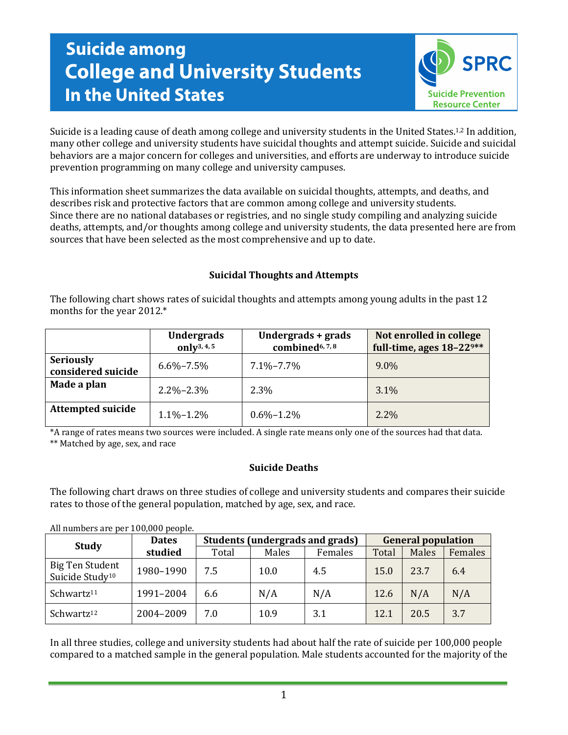# Suicide among College and University Students In the United States

SPRC Suicide Prevention Resource Center

Suicide is a leading cause of death among college and university students in the United States.[1,2] In addition, many other college and university students have suicidal thoughts and attempt suicide. Suicide and suicidal behaviors are a major concern for colleges and universities, and efforts are underway to introduce suicide prevention programming on many college and university campuses.

This information sheet summarizes the data available on suicidal thoughts, attempts, and deaths, and describes risk and protective factors that are common among college and university students. Since there are no national databases or registries, and no single study compiling and analyzing suicide deaths, attempts, and/or thoughts among college and university students, the data presented here are from sources that have been selected as the most comprehensive and up to date.

### Suicidal Thoughts and Attempts

The following chart shows rates of suicidal thoughts and attempts among young adults in the past 12 months for the year 2012.*

| | Undergrads only[3, 4, 5] | Undergrads + grads combined[6, 7, 8] | Not enrolled in college full-time, ages 18–22[9]** |
|---|---|---|---|
| **Seriously considered suicide** | 6.6%–7.5% | 7.1%–7.7% | 9.0% |
| **Made a plan** | 2.2%–2.3% | 2.3% | 3.1% |
| **Attempted suicide** | 1.1%–1.2% | 0.6%–1.2% | 2.2% |

*A range of rates means two sources were included. A single rate means only one of the sources had that data.

** Matched by age, sex, and race

### Suicide Deaths

The following chart draws on three studies of college and university students and compares their suicide rates to those of the general population, matched by age, sex, and race.

All numbers are per 100,000 people.

| Study | Dates studied | Students (undergrads and grads) | | | General population | | |
|---|---|---|---|---|---|---|---|
| | | Total | Males | Females | Total | Males | Females |
| Big Ten Student Suicide Study[10] | 1980–1990 | 7.5 | 10.0 | 4.5 | 15.0 | 23.7 | 6.4 |
| Schwartz[11] | 1991–2004 | 6.6 | N/A | N/A | 12.6 | N/A | N/A |
| Schwartz[12] | 2004–2009 | 7.0 | 10.9 | 3.1 | 12.1 | 20.5 | 3.7 |

In all three studies, college and university students had about half the rate of suicide per 100,000 people compared to a matched sample in the general population. Male students accounted for the majority of the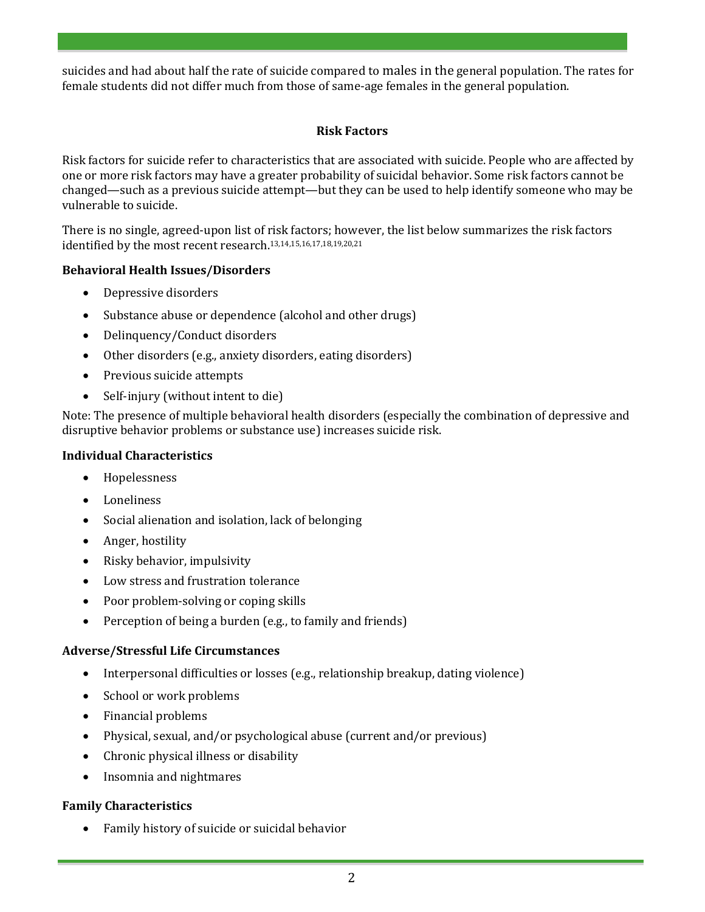suicides and had about half the rate of suicide compared to males in the general population. The rates for female students did not differ much from those of same-age females in the general population.

## Risk Factors

Risk factors for suicide refer to characteristics that are associated with suicide. People who are affected by one or more risk factors may have a greater probability of suicidal behavior. Some risk factors cannot be changed—such as a previous suicide attempt—but they can be used to help identify someone who may be vulnerable to suicide.

There is no single, agreed-upon list of risk factors; however, the list below summarizes the risk factors identified by the most recent research.[13,14,15,16,17,18,19,20,21]

**Behavioral Health Issues/Disorders**

- Depressive disorders
- Substance abuse or dependence (alcohol and other drugs)
- Delinquency/Conduct disorders
- Other disorders (e.g., anxiety disorders, eating disorders)
- Previous suicide attempts
- Self-injury (without intent to die)

Note: The presence of multiple behavioral health disorders (especially the combination of depressive and disruptive behavior problems or substance use) increases suicide risk.

**Individual Characteristics**

- Hopelessness
- Loneliness
- Social alienation and isolation, lack of belonging
- Anger, hostility
- Risky behavior, impulsivity
- Low stress and frustration tolerance
- Poor problem-solving or coping skills
- Perception of being a burden (e.g., to family and friends)

**Adverse/Stressful Life Circumstances**

- Interpersonal difficulties or losses (e.g., relationship breakup, dating violence)
- School or work problems
- Financial problems
- Physical, sexual, and/or psychological abuse (current and/or previous)
- Chronic physical illness or disability
- Insomnia and nightmares

**Family Characteristics**

- Family history of suicide or suicidal behavior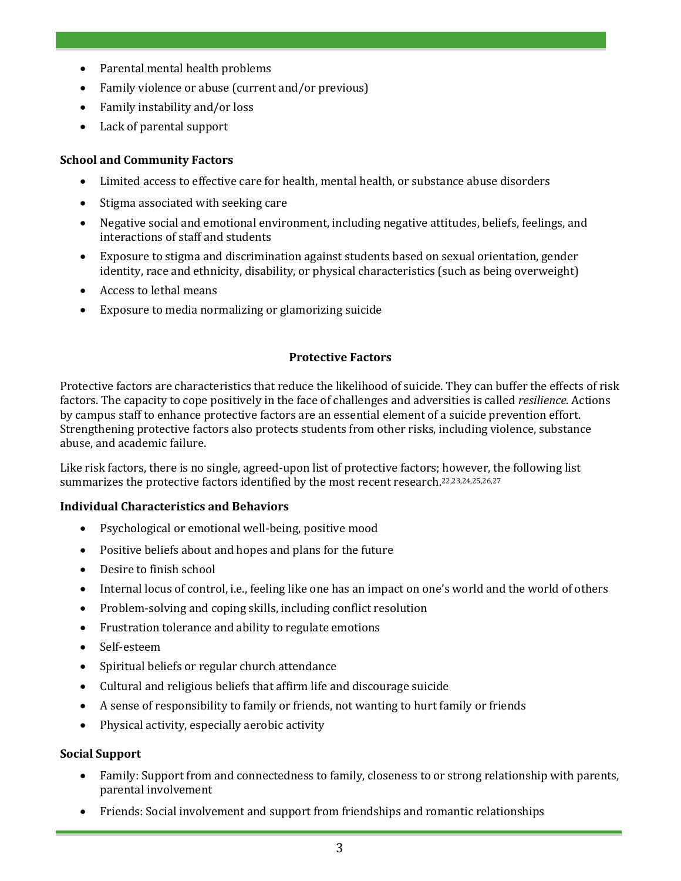- Parental mental health problems
- Family violence or abuse (current and/or previous)
- Family instability and/or loss
- Lack of parental support

**School and Community Factors**

- Limited access to effective care for health, mental health, or substance abuse disorders
- Stigma associated with seeking care
- Negative social and emotional environment, including negative attitudes, beliefs, feelings, and interactions of staff and students
- Exposure to stigma and discrimination against students based on sexual orientation, gender identity, race and ethnicity, disability, or physical characteristics (such as being overweight)
- Access to lethal means
- Exposure to media normalizing or glamorizing suicide

### Protective Factors

Protective factors are characteristics that reduce the likelihood of suicide. They can buffer the effects of risk factors. The capacity to cope positively in the face of challenges and adversities is called *resilience*. Actions by campus staff to enhance protective factors are an essential element of a suicide prevention effort. Strengthening protective factors also protects students from other risks, including violence, substance abuse, and academic failure.

Like risk factors, there is no single, agreed-upon list of protective factors; however, the following list summarizes the protective factors identified by the most recent research.[22,23,24,25,26,27]

**Individual Characteristics and Behaviors**

- Psychological or emotional well-being, positive mood
- Positive beliefs about and hopes and plans for the future
- Desire to finish school
- Internal locus of control, i.e., feeling like one has an impact on one's world and the world of others
- Problem-solving and coping skills, including conflict resolution
- Frustration tolerance and ability to regulate emotions
- Self-esteem
- Spiritual beliefs or regular church attendance
- Cultural and religious beliefs that affirm life and discourage suicide
- A sense of responsibility to family or friends, not wanting to hurt family or friends
- Physical activity, especially aerobic activity

**Social Support**

- Family: Support from and connectedness to family, closeness to or strong relationship with parents, parental involvement
- Friends: Social involvement and support from friendships and romantic relationships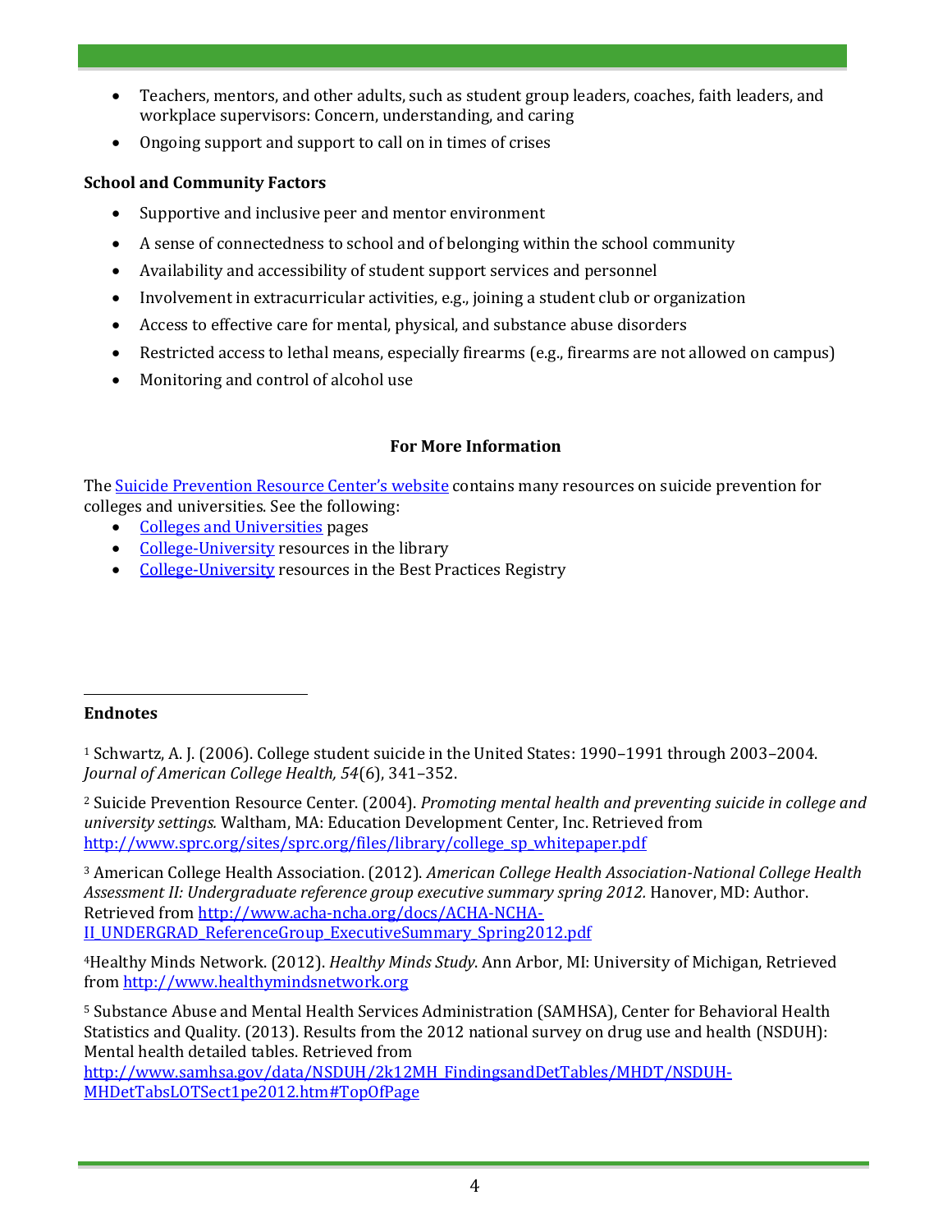- Teachers, mentors, and other adults, such as student group leaders, coaches, faith leaders, and workplace supervisors: Concern, understanding, and caring
- Ongoing support and support to call on in times of crises

**School and Community Factors**

- Supportive and inclusive peer and mentor environment
- A sense of connectedness to school and of belonging within the school community
- Availability and accessibility of student support services and personnel
- Involvement in extracurricular activities, e.g., joining a student club or organization
- Access to effective care for mental, physical, and substance abuse disorders
- Restricted access to lethal means, especially firearms (e.g., firearms are not allowed on campus)
- Monitoring and control of alcohol use

## For More Information

The Suicide Prevention Resource Center's website contains many resources on suicide prevention for colleges and universities. See the following:

- Colleges and Universities pages
- College-University resources in the library
- College-University resources in the Best Practices Registry

**Endnotes**

[1] Schwartz, A. J. (2006). College student suicide in the United States: 1990–1991 through 2003–2004. *Journal of American College Health, 54*(6), 341–352.

[2] Suicide Prevention Resource Center. (2004). *Promoting mental health and preventing suicide in college and university settings.* Waltham, MA: Education Development Center, Inc. Retrieved from http://www.sprc.org/sites/sprc.org/files/library/college_sp_whitepaper.pdf

[3] American College Health Association. (2012). *American College Health Association-National College Health Assessment II: Undergraduate reference group executive summary spring 2012.* Hanover, MD: Author. Retrieved from http://www.acha-ncha.org/docs/ACHA-NCHA-II_UNDERGRAD_ReferenceGroup_ExecutiveSummary_Spring2012.pdf

[4] Healthy Minds Network. (2012). *Healthy Minds Study*. Ann Arbor, MI: University of Michigan, Retrieved from http://www.healthymindsnetwork.org

[5] Substance Abuse and Mental Health Services Administration (SAMHSA), Center for Behavioral Health Statistics and Quality. (2013). Results from the 2012 national survey on drug use and health (NSDUH): Mental health detailed tables. Retrieved from http://www.samhsa.gov/data/NSDUH/2k12MH_FindingsandDetTables/MHDT/NSDUH-MHDetTabsLOTSect1pe2012.htm#TopOfPage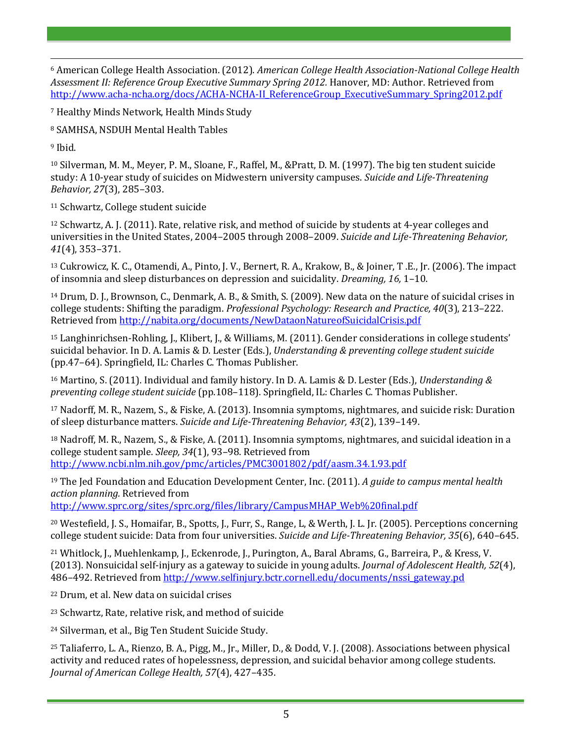[6] American College Health Association. (2012). *American College Health Association-National College Health Assessment II: Reference Group Executive Summary Spring 2012.* Hanover, MD: Author. Retrieved from http://www.acha-ncha.org/docs/ACHA-NCHA-II_ReferenceGroup_ExecutiveSummary_Spring2012.pdf

[7] Healthy Minds Network, Health Minds Study

[8] SAMHSA, NSDUH Mental Health Tables

[9] Ibid.

[10] Silverman, M. M., Meyer, P. M., Sloane, F., Raffel, M., &Pratt, D. M. (1997). The big ten student suicide study: A 10-year study of suicides on Midwestern university campuses. *Suicide and Life-Threatening Behavior, 27*(3), 285–303.

[11] Schwartz, College student suicide

[12] Schwartz, A. J. (2011). Rate, relative risk, and method of suicide by students at 4-year colleges and universities in the United States, 2004–2005 through 2008–2009. *Suicide and Life-Threatening Behavior, 41*(4), 353–371.

[13] Cukrowicz, K. C., Otamendi, A., Pinto, J. V., Bernert, R. A., Krakow, B., & Joiner, T .E., Jr. (2006). The impact of insomnia and sleep disturbances on depression and suicidality. *Dreaming, 16,* 1–10.

[14] Drum, D. J., Brownson, C., Denmark, A. B., & Smith, S. (2009). New data on the nature of suicidal crises in college students: Shifting the paradigm. *Professional Psychology: Research and Practice, 40*(3), 213–222. Retrieved from http://nabita.org/documents/NewDataonNatureofSuicidalCrisis.pdf

[15] Langhinrichsen-Rohling, J., Klibert, J., & Williams, M. (2011). Gender considerations in college students' suicidal behavior. In D. A. Lamis & D. Lester (Eds.), *Understanding & preventing college student suicide* (pp.47–64). Springfield, IL: Charles C. Thomas Publisher.

[16] Martino, S. (2011). Individual and family history. In D. A. Lamis & D. Lester (Eds.), *Understanding & preventing college student suicide* (pp.108–118). Springfield, IL: Charles C. Thomas Publisher.

[17] Nadorff, M. R., Nazem, S., & Fiske, A. (2013). Insomnia symptoms, nightmares, and suicide risk: Duration of sleep disturbance matters. *Suicide and Life-Threatening Behavior, 43*(2), 139–149.

[18] Nadroff, M. R., Nazem, S., & Fiske, A. (2011). Insomnia symptoms, nightmares, and suicidal ideation in a college student sample. *Sleep, 34*(1), 93–98. Retrieved from http://www.ncbi.nlm.nih.gov/pmc/articles/PMC3001802/pdf/aasm.34.1.93.pdf

[19] The Jed Foundation and Education Development Center, Inc. (2011). *A guide to campus mental health action planning.* Retrieved from http://www.sprc.org/sites/sprc.org/files/library/CampusMHAP_Web%20final.pdf

[20] Westefield, J. S., Homaifar, B., Spotts, J., Furr, S., Range, L, & Werth, J. L. Jr. (2005). Perceptions concerning college student suicide: Data from four universities. *Suicide and Life-Threatening Behavior, 35*(6), 640–645.

[21] Whitlock, J., Muehlenkamp, J., Eckenrode, J., Purington, A., Baral Abrams, G., Barreira, P., & Kress, V. (2013). Nonsuicidal self-injury as a gateway to suicide in young adults. *Journal of Adolescent Health, 52*(4), 486–492. Retrieved from http://www.selfinjury.bctr.cornell.edu/documents/nssi_gateway.pd

[22] Drum, et al. New data on suicidal crises

[23] Schwartz, Rate, relative risk, and method of suicide

[24] Silverman, et al., Big Ten Student Suicide Study.

[25] Taliaferro, L. A., Rienzo, B. A., Pigg, M., Jr., Miller, D., & Dodd, V. J. (2008). Associations between physical activity and reduced rates of hopelessness, depression, and suicidal behavior among college students. *Journal of American College Health, 57*(4), 427–435.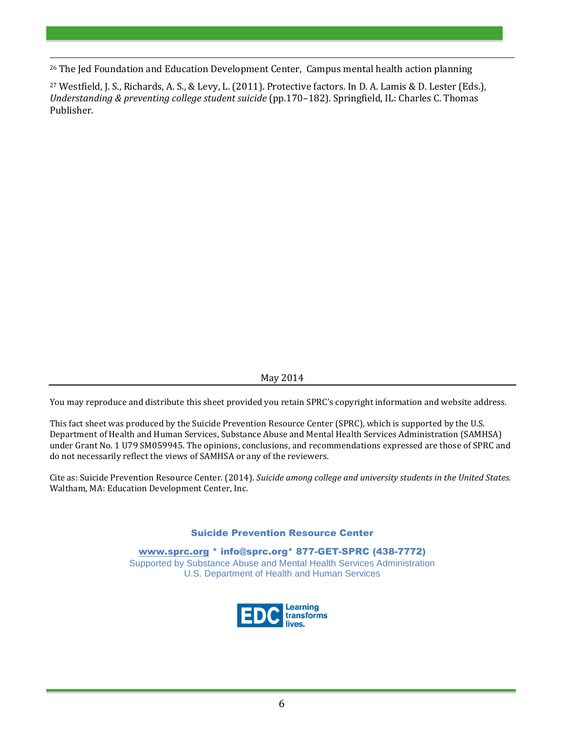[26] The Jed Foundation and Education Development Center, Campus mental health action planning

[27] Westfield, J. S., Richards, A. S., & Levy, L. (2011). Protective factors. In D. A. Lamis & D. Lester (Eds.), *Understanding & preventing college student suicide* (pp.170–182). Springfield, IL: Charles C. Thomas Publisher.

May 2014

---

You may reproduce and distribute this sheet provided you retain SPRC's copyright information and website address.

This fact sheet was produced by the Suicide Prevention Resource Center (SPRC), which is supported by the U.S. Department of Health and Human Services, Substance Abuse and Mental Health Services Administration (SAMHSA) under Grant No. 1 U79 SM059945. The opinions, conclusions, and recommendations expressed are those of SPRC and do not necessarily reflect the views of SAMHSA or any of the reviewers.

Cite as: Suicide Prevention Resource Center. (2014). *Suicide among college and university students in the United States.* Waltham, MA: Education Development Center, Inc.

**Suicide Prevention Resource Center**

**www.sprc.org * info@sprc.org* 877-GET-SPRC (438-7772)**
Supported by Substance Abuse and Mental Health Services Administration
U.S. Department of Health and Human Services

EDC Learning transforms lives.